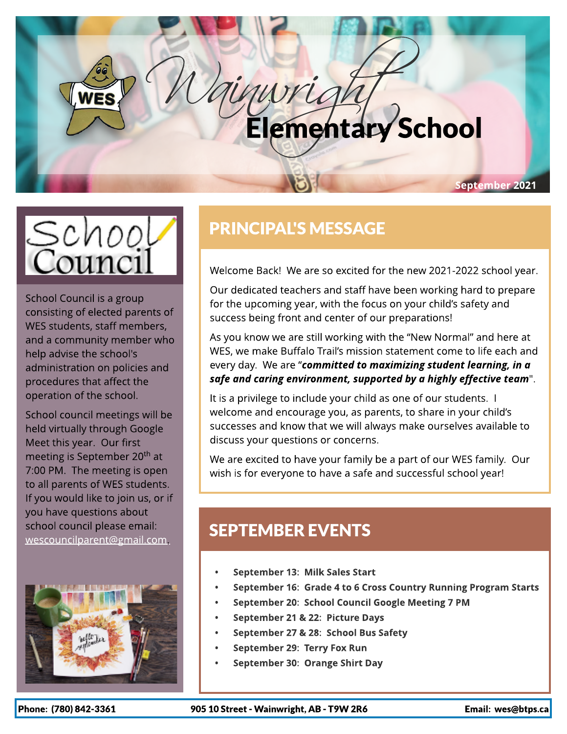# Wainwright Elementary School

September 2021

## School Council

School Council is a group consisting of elected parents of WES students, staff members, and a community member who help advise the school's administration on policies and procedures that affect the operation of the school.

School council meetings will be held virtually through Google Meet this year. Our first meeting is September 20th at 7:00 PM. The meeting is open to all parents of WES students. If you would like to join us, or if you have questions about school council please email: wescouncilparent@gmail.com.

## PRINCIPAL'S MESSAGE

Welcome Back! We are so excited for the new 2021-2022 school year.

Our dedicated teachers and staff have been working hard to prepare for the upcoming year, with the focus on your child's safety and success being front and center of our preparations!

As you know we are still working with the "New Normal" and here at WES, we make Buffalo Trail's mission statement come to life each and every day. We are "***committed to maximizing student learning, in a safe and caring environment, supported by a highly effective team***".

It is a privilege to include your child as one of our students. I welcome and encourage you, as parents, to share in your child's successes and know that we will always make ourselves available to discuss your questions or concerns.

We are excited to have your family be a part of our WES family. Our wish is for everyone to have a safe and successful school year!

## SEPTEMBER EVENTS

- **September 13: Milk Sales Start**
- **September 16: Grade 4 to 6 Cross Country Running Program Starts**
- **September 20: School Council Google Meeting 7 PM**
- **September 21 & 22: Picture Days**
- **September 27 & 28: School Bus Safety**
- **September 29: Terry Fox Run**
- **September 30: Orange Shirt Day**

**Phone: (780) 842-3361** | **905 10 Street - Wainwright, AB - T9W 2R6** | **Email: wes@btps.ca**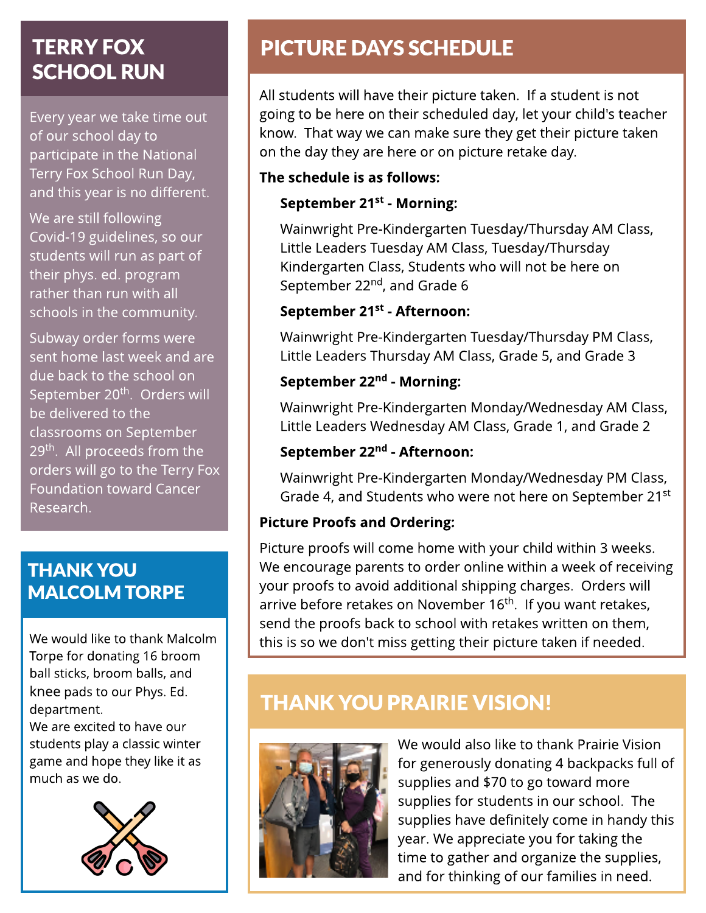## TERRY FOX SCHOOL RUN

Every year we take time out of our school day to participate in the National Terry Fox School Run Day, and this year is no different.

We are still following Covid-19 guidelines, so our students will run as part of their phys. ed. program rather than run with all schools in the community.

Subway order forms were sent home last week and are due back to the school on September 20th. Orders will be delivered to the classrooms on September 29th. All proceeds from the orders will go to the Terry Fox Foundation toward Cancer Research.

## THANK YOU MALCOLM TORPE

We would like to thank Malcolm Torpe for donating 16 broom ball sticks, broom balls, and knee pads to our Phys. Ed. department.
We are excited to have our students play a classic winter game and hope they like it as much as we do.

## PICTURE DAYS SCHEDULE

All students will have their picture taken. If a student is not going to be here on their scheduled day, let your child's teacher know. That way we can make sure they get their picture taken on the day they are here or on picture retake day.

**The schedule is as follows:**

**September 21st - Morning:**

Wainwright Pre-Kindergarten Tuesday/Thursday AM Class, Little Leaders Tuesday AM Class, Tuesday/Thursday Kindergarten Class, Students who will not be here on September 22nd, and Grade 6

**September 21st - Afternoon:**

Wainwright Pre-Kindergarten Tuesday/Thursday PM Class, Little Leaders Thursday AM Class, Grade 5, and Grade 3

**September 22nd - Morning:**

Wainwright Pre-Kindergarten Monday/Wednesday AM Class, Little Leaders Wednesday AM Class, Grade 1, and Grade 2

**September 22nd - Afternoon:**

Wainwright Pre-Kindergarten Monday/Wednesday PM Class, Grade 4, and Students who were not here on September 21st

**Picture Proofs and Ordering:**

Picture proofs will come home with your child within 3 weeks. We encourage parents to order online within a week of receiving your proofs to avoid additional shipping charges. Orders will arrive before retakes on November 16th. If you want retakes, send the proofs back to school with retakes written on them, this is so we don't miss getting their picture taken if needed.

## THANK YOU PRAIRIE VISION!

We would also like to thank Prairie Vision for generously donating 4 backpacks full of supplies and $70 to go toward more supplies for students in our school. The supplies have definitely come in handy this year. We appreciate you for taking the time to gather and organize the supplies, and for thinking of our families in need.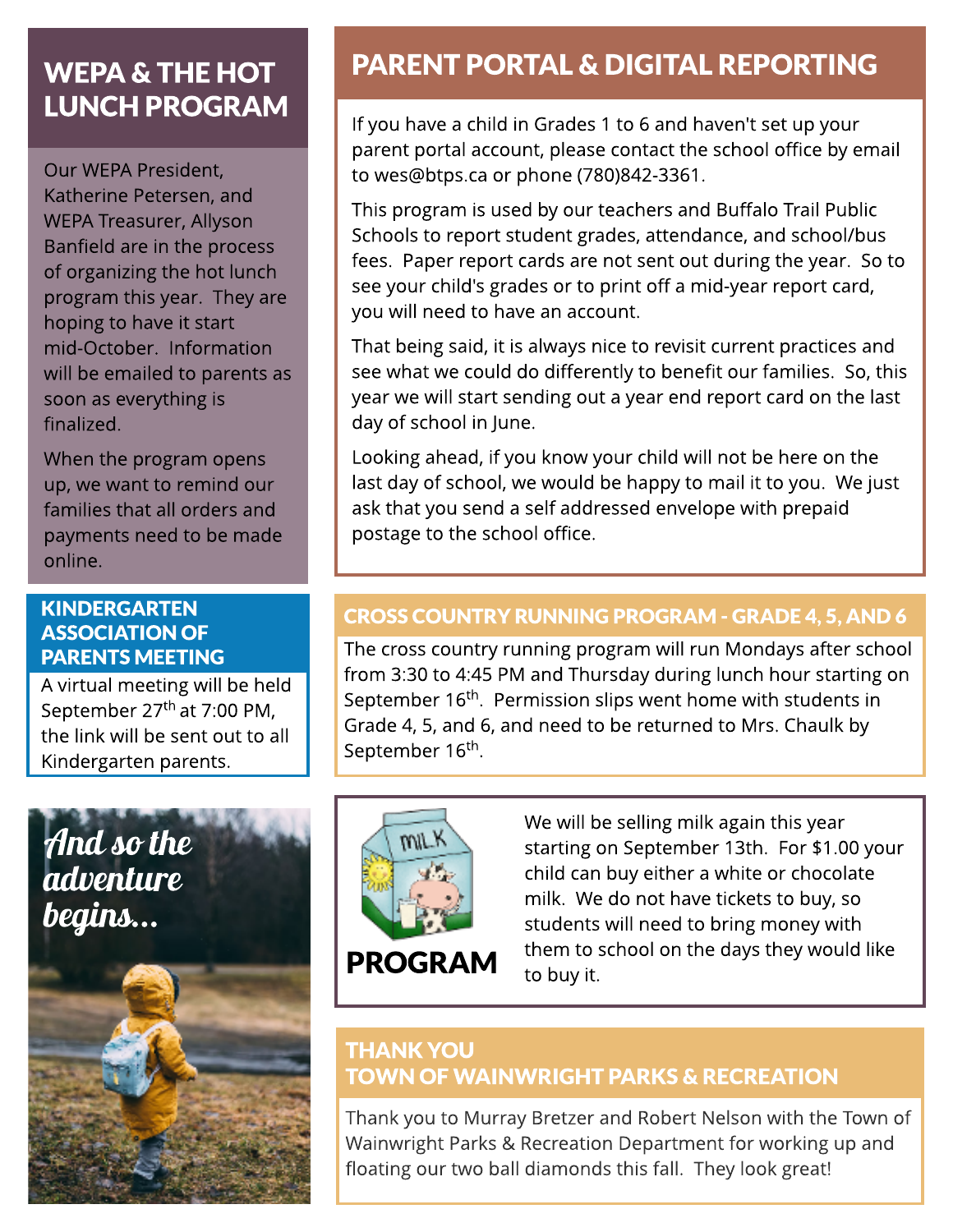## WEPA & THE HOT LUNCH PROGRAM

Our WEPA President, Katherine Petersen, and WEPA Treasurer, Allyson Banfield are in the process of organizing the hot lunch program this year. They are hoping to have it start mid-October. Information will be emailed to parents as soon as everything is finalized.

When the program opens up, we want to remind our families that all orders and payments need to be made online.

## KINDERGARTEN ASSOCIATION OF PARENTS MEETING

A virtual meeting will be held September 27th at 7:00 PM, the link will be sent out to all Kindergarten parents.

*And so the adventure begins...*

## PARENT PORTAL & DIGITAL REPORTING

If you have a child in Grades 1 to 6 and haven't set up your parent portal account, please contact the school office by email to wes@btps.ca or phone (780)842-3361.

This program is used by our teachers and Buffalo Trail Public Schools to report student grades, attendance, and school/bus fees. Paper report cards are not sent out during the year. So to see your child's grades or to print off a mid-year report card, you will need to have an account.

That being said, it is always nice to revisit current practices and see what we could do differently to benefit our families. So, this year we will start sending out a year end report card on the last day of school in June.

Looking ahead, if you know your child will not be here on the last day of school, we would be happy to mail it to you. We just ask that you send a self addressed envelope with prepaid postage to the school office.

## CROSS COUNTRY RUNNING PROGRAM - GRADE 4, 5, AND 6

The cross country running program will run Mondays after school from 3:30 to 4:45 PM and Thursday during lunch hour starting on September 16th. Permission slips went home with students in Grade 4, 5, and 6, and need to be returned to Mrs. Chaulk by September 16th.

## MILK PROGRAM

We will be selling milk again this year starting on September 13th. For $1.00 your child can buy either a white or chocolate milk. We do not have tickets to buy, so students will need to bring money with them to school on the days they would like to buy it.

## THANK YOU TOWN OF WAINWRIGHT PARKS & RECREATION

Thank you to Murray Bretzer and Robert Nelson with the Town of Wainwright Parks & Recreation Department for working up and floating our two ball diamonds this fall. They look great!